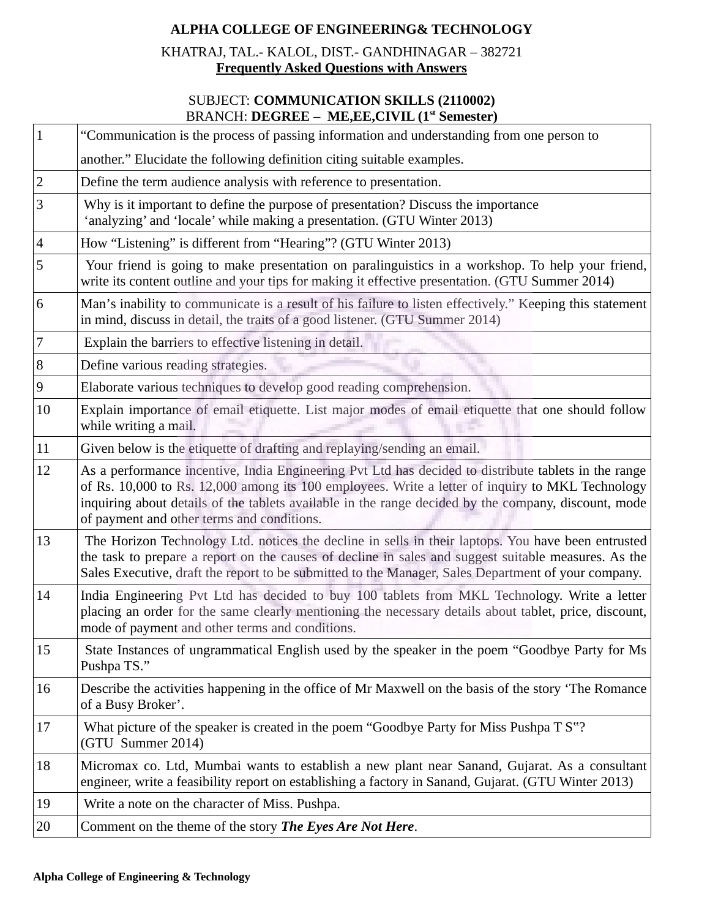**ALPHA COLLEGE OF ENGINEERING& TECHNOLOGY**

KHATRAJ, TAL.- KALOL, DIST.- GANDHINAGAR – 382721

**Frequently Asked Questions with Answers**

SUBJECT: **COMMUNICATION SKILLS (2110002)**

BRANCH: **DEGREE – ME,EE,CIVIL (1st Semester)**

| | |
|---|---|
| 1 | "Communication is the process of passing information and understanding from one person to another." Elucidate the following definition citing suitable examples. |
| 2 | Define the term audience analysis with reference to presentation. |
| 3 | Why is it important to define the purpose of presentation? Discuss the importance 'analyzing' and 'locale' while making a presentation. (GTU Winter 2013) |
| 4 | How "Listening" is different from "Hearing"? (GTU Winter 2013) |
| 5 | Your friend is going to make presentation on paralinguistics in a workshop. To help your friend, write its content outline and your tips for making it effective presentation. (GTU Summer 2014) |
| 6 | Man's inability to communicate is a result of his failure to listen effectively." Keeping this statement in mind, discuss in detail, the traits of a good listener. (GTU Summer 2014) |
| 7 | Explain the barriers to effective listening in detail. |
| 8 | Define various reading strategies. |
| 9 | Elaborate various techniques to develop good reading comprehension. |
| 10 | Explain importance of email etiquette. List major modes of email etiquette that one should follow while writing a mail. |
| 11 | Given below is the etiquette of drafting and replaying/sending an email. |
| 12 | As a performance incentive, India Engineering Pvt Ltd has decided to distribute tablets in the range of Rs. 10,000 to Rs. 12,000 among its 100 employees. Write a letter of inquiry to MKL Technology inquiring about details of the tablets available in the range decided by the company, discount, mode of payment and other terms and conditions. |
| 13 | The Horizon Technology Ltd. notices the decline in sells in their laptops. You have been entrusted the task to prepare a report on the causes of decline in sales and suggest suitable measures. As the Sales Executive, draft the report to be submitted to the Manager, Sales Department of your company. |
| 14 | India Engineering Pvt Ltd has decided to buy 100 tablets from MKL Technology. Write a letter placing an order for the same clearly mentioning the necessary details about tablet, price, discount, mode of payment and other terms and conditions. |
| 15 | State Instances of ungrammatical English used by the speaker in the poem "Goodbye Party for Ms Pushpa TS." |
| 16 | Describe the activities happening in the office of Mr Maxwell on the basis of the story 'The Romance of a Busy Broker'. |
| 17 | What picture of the speaker is created in the poem "Goodbye Party for Miss Pushpa T S"? (GTU Summer 2014) |
| 18 | Micromax co. Ltd, Mumbai wants to establish a new plant near Sanand, Gujarat. As a consultant engineer, write a feasibility report on establishing a factory in Sanand, Gujarat. (GTU Winter 2013) |
| 19 | Write a note on the character of Miss. Pushpa. |
| 20 | Comment on the theme of the story ***The Eyes Are Not Here***. |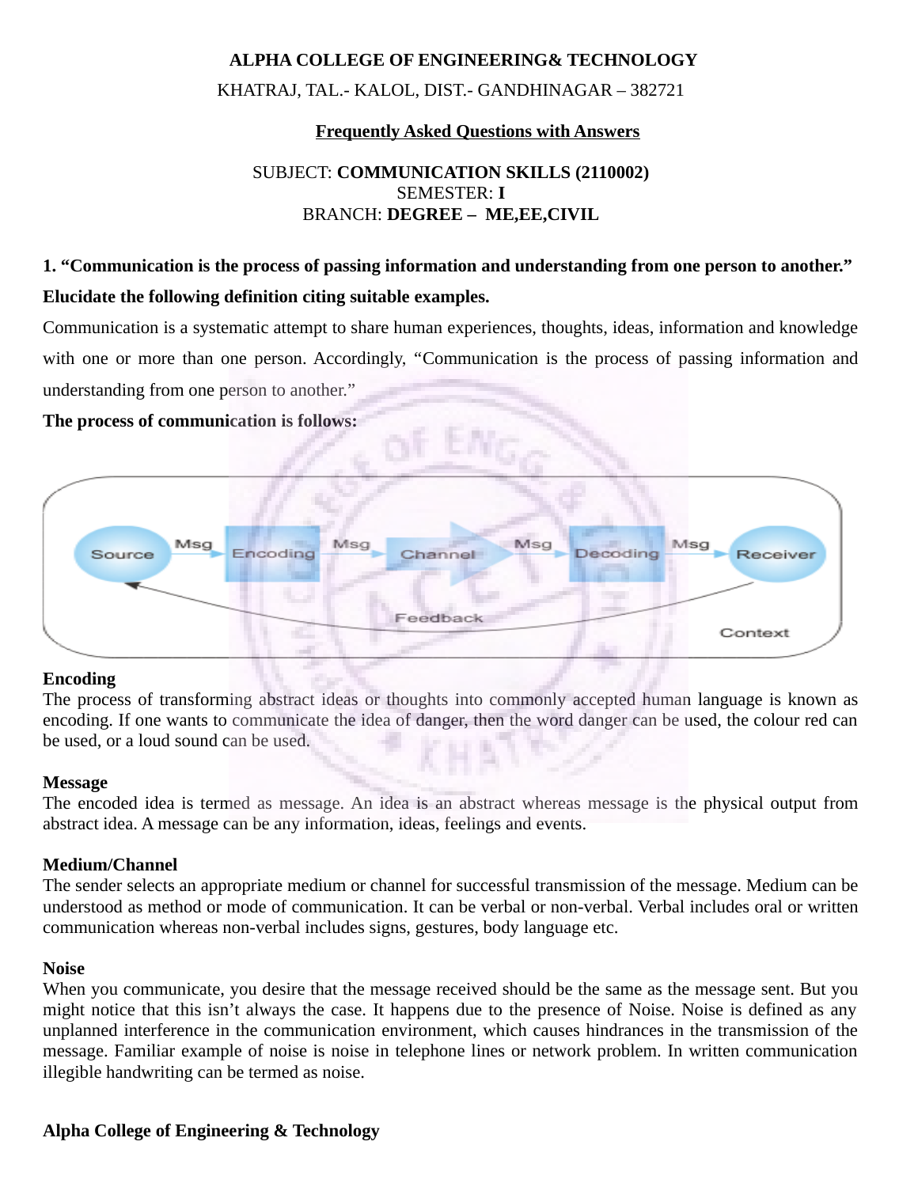**ALPHA COLLEGE OF ENGINEERING& TECHNOLOGY**

KHATRAJ, TAL.- KALOL, DIST.- GANDHINAGAR – 382721

**Frequently Asked Questions with Answers**

SUBJECT: **COMMUNICATION SKILLS (2110002)**
SEMESTER: **I**
BRANCH: **DEGREE – ME,EE,CIVIL**

**1. "Communication is the process of passing information and understanding from one person to another." Elucidate the following definition citing suitable examples.**

Communication is a systematic attempt to share human experiences, thoughts, ideas, information and knowledge with one or more than one person. Accordingly, "Communication is the process of passing information and understanding from one person to another."

**The process of communication is follows:**

Source → Msg → Encoding → Msg → Channel → Msg → Decoding → Msg → Receiver

Feedback (Receiver → Source)

Context

**Encoding**

The process of transforming abstract ideas or thoughts into commonly accepted human language is known as encoding. If one wants to communicate the idea of danger, then the word danger can be used, the colour red can be used, or a loud sound can be used.

**Message**

The encoded idea is termed as message. An idea is an abstract whereas message is the physical output from abstract idea. A message can be any information, ideas, feelings and events.

**Medium/Channel**

The sender selects an appropriate medium or channel for successful transmission of the message. Medium can be understood as method or mode of communication. It can be verbal or non-verbal. Verbal includes oral or written communication whereas non-verbal includes signs, gestures, body language etc.

**Noise**

When you communicate, you desire that the message received should be the same as the message sent. But you might notice that this isn't always the case. It happens due to the presence of Noise. Noise is defined as any unplanned interference in the communication environment, which causes hindrances in the transmission of the message. Familiar example of noise is noise in telephone lines or network problem. In written communication illegible handwriting can be termed as noise.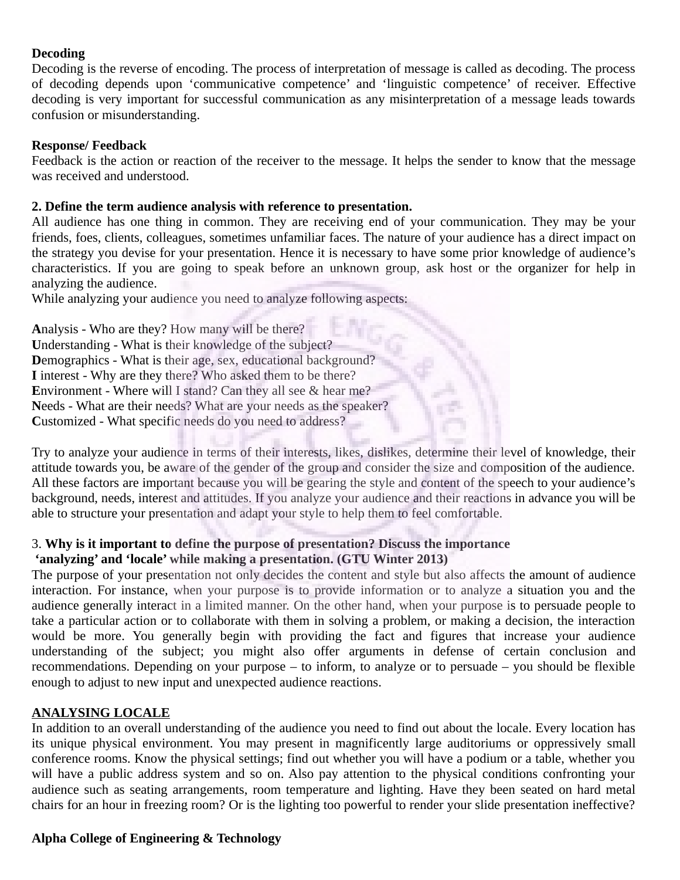**Decoding**

Decoding is the reverse of encoding. The process of interpretation of message is called as decoding. The process of decoding depends upon 'communicative competence' and 'linguistic competence' of receiver. Effective decoding is very important for successful communication as any misinterpretation of a message leads towards confusion or misunderstanding.

**Response/ Feedback**

Feedback is the action or reaction of the receiver to the message. It helps the sender to know that the message was received and understood.

**2. Define the term audience analysis with reference to presentation.**

All audience has one thing in common. They are receiving end of your communication. They may be your friends, foes, clients, colleagues, sometimes unfamiliar faces. The nature of your audience has a direct impact on the strategy you devise for your presentation. Hence it is necessary to have some prior knowledge of audience's characteristics. If you are going to speak before an unknown group, ask host or the organizer for help in analyzing the audience.

While analyzing your audience you need to analyze following aspects:

**A**nalysis - Who are they? How many will be there?
**U**nderstanding - What is their knowledge of the subject?
**D**emographics - What is their age, sex, educational background?
**I** interest - Why are they there? Who asked them to be there?
**E**nvironment - Where will I stand? Can they all see & hear me?
**N**eeds - What are their needs? What are your needs as the speaker?
**C**ustomized - What specific needs do you need to address?

Try to analyze your audience in terms of their interests, likes, dislikes, determine their level of knowledge, their attitude towards you, be aware of the gender of the group and consider the size and composition of the audience. All these factors are important because you will be gearing the style and content of the speech to your audience's background, needs, interest and attitudes. If you analyze your audience and their reactions in advance you will be able to structure your presentation and adapt your style to help them to feel comfortable.

3. **Why is it important to define the purpose of presentation? Discuss the importance 'analyzing' and 'locale' while making a presentation. (GTU Winter 2013)**

The purpose of your presentation not only decides the content and style but also affects the amount of audience interaction. For instance, when your purpose is to provide information or to analyze a situation you and the audience generally interact in a limited manner. On the other hand, when your purpose is to persuade people to take a particular action or to collaborate with them in solving a problem, or making a decision, the interaction would be more. You generally begin with providing the fact and figures that increase your audience understanding of the subject; you might also offer arguments in defense of certain conclusion and recommendations. Depending on your purpose – to inform, to analyze or to persuade – you should be flexible enough to adjust to new input and unexpected audience reactions.

**ANALYSING LOCALE**

In addition to an overall understanding of the audience you need to find out about the locale. Every location has its unique physical environment. You may present in magnificently large auditoriums or oppressively small conference rooms. Know the physical settings; find out whether you will have a podium or a table, whether you will have a public address system and so on. Also pay attention to the physical conditions confronting your audience such as seating arrangements, room temperature and lighting. Have they been seated on hard metal chairs for an hour in freezing room? Or is the lighting too powerful to render your slide presentation ineffective?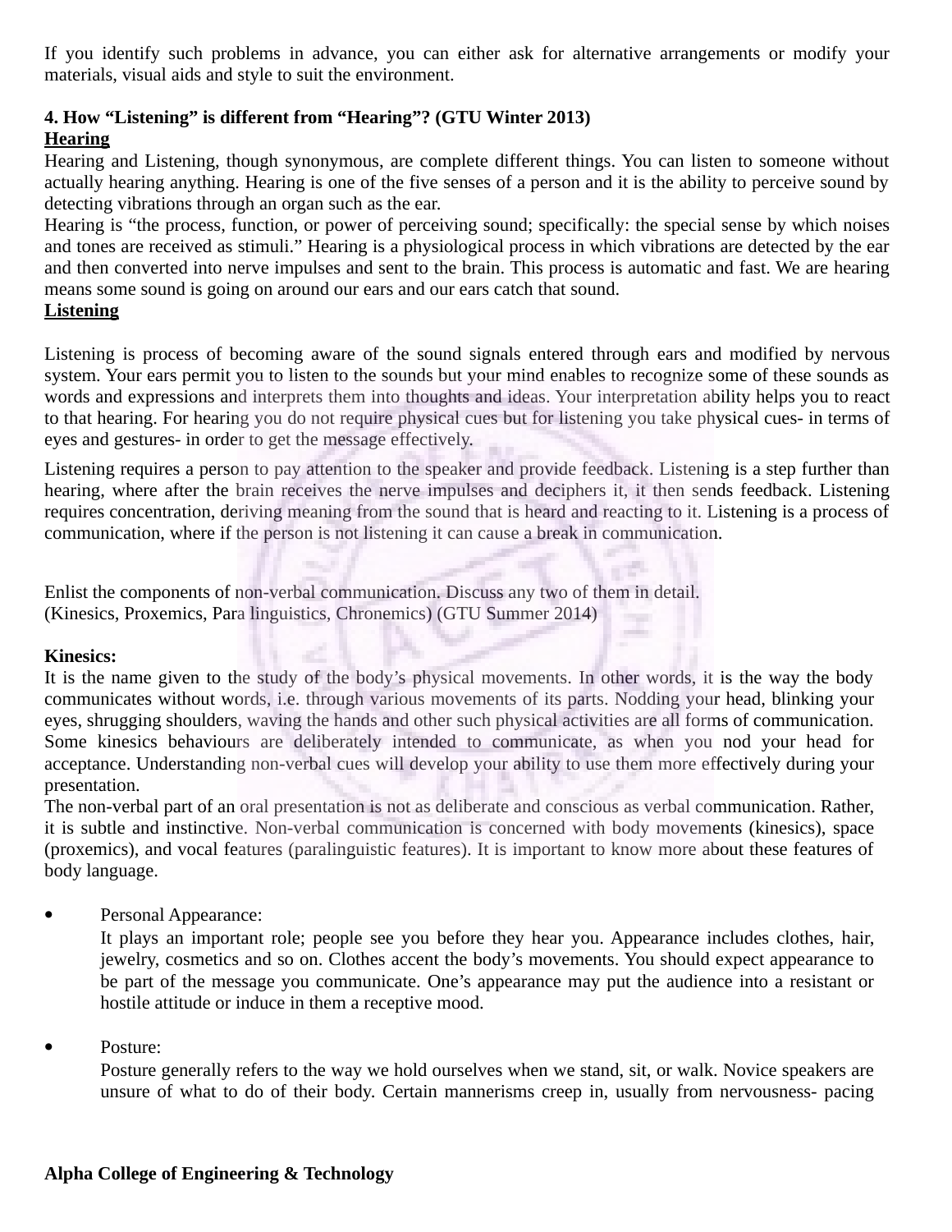If you identify such problems in advance, you can either ask for alternative arrangements or modify your materials, visual aids and style to suit the environment.

**4. How "Listening" is different from "Hearing"? (GTU Winter 2013)**

**Hearing**

Hearing and Listening, though synonymous, are complete different things. You can listen to someone without actually hearing anything. Hearing is one of the five senses of a person and it is the ability to perceive sound by detecting vibrations through an organ such as the ear.

Hearing is "the process, function, or power of perceiving sound; specifically: the special sense by which noises and tones are received as stimuli." Hearing is a physiological process in which vibrations are detected by the ear and then converted into nerve impulses and sent to the brain. This process is automatic and fast. We are hearing means some sound is going on around our ears and our ears catch that sound.

**Listening**

Listening is process of becoming aware of the sound signals entered through ears and modified by nervous system. Your ears permit you to listen to the sounds but your mind enables to recognize some of these sounds as words and expressions and interprets them into thoughts and ideas. Your interpretation ability helps you to react to that hearing. For hearing you do not require physical cues but for listening you take physical cues- in terms of eyes and gestures- in order to get the message effectively.

Listening requires a person to pay attention to the speaker and provide feedback. Listening is a step further than hearing, where after the brain receives the nerve impulses and deciphers it, it then sends feedback. Listening requires concentration, deriving meaning from the sound that is heard and reacting to it. Listening is a process of communication, where if the person is not listening it can cause a break in communication.

Enlist the components of non-verbal communication. Discuss any two of them in detail.
(Kinesics, Proxemics, Para linguistics, Chronemics) (GTU Summer 2014)

**Kinesics:**

It is the name given to the study of the body's physical movements. In other words, it is the way the body communicates without words, i.e. through various movements of its parts. Nodding your head, blinking your eyes, shrugging shoulders, waving the hands and other such physical activities are all forms of communication. Some kinesics behaviours are deliberately intended to communicate, as when you nod your head for acceptance. Understanding non-verbal cues will develop your ability to use them more effectively during your presentation.

The non-verbal part of an oral presentation is not as deliberate and conscious as verbal communication. Rather, it is subtle and instinctive. Non-verbal communication is concerned with body movements (kinesics), space (proxemics), and vocal features (paralinguistic features). It is important to know more about these features of body language.

- Personal Appearance:

  It plays an important role; people see you before they hear you. Appearance includes clothes, hair, jewelry, cosmetics and so on. Clothes accent the body's movements. You should expect appearance to be part of the message you communicate. One's appearance may put the audience into a resistant or hostile attitude or induce in them a receptive mood.

- Posture:

  Posture generally refers to the way we hold ourselves when we stand, sit, or walk. Novice speakers are unsure of what to do of their body. Certain mannerisms creep in, usually from nervousness- pacing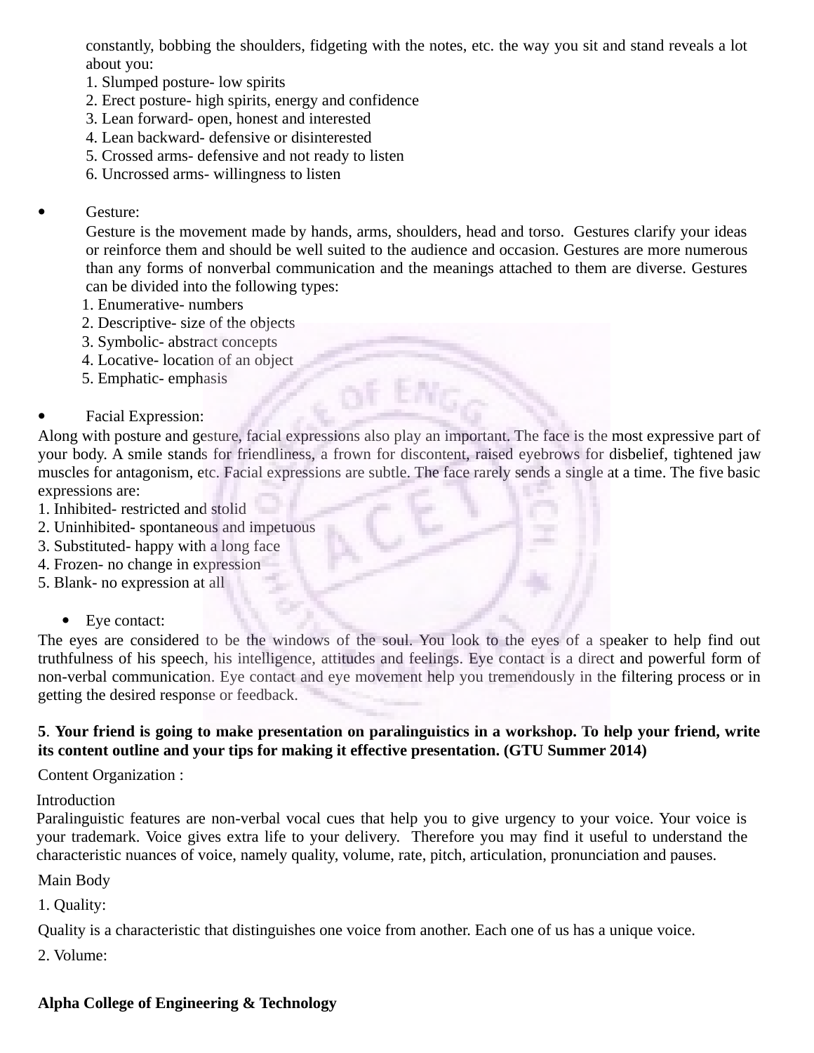constantly, bobbing the shoulders, fidgeting with the notes, etc. the way you sit and stand reveals a lot about you:

1. Slumped posture- low spirits
2. Erect posture- high spirits, energy and confidence
3. Lean forward- open, honest and interested
4. Lean backward- defensive or disinterested
5. Crossed arms- defensive and not ready to listen
6. Uncrossed arms- willingness to listen

- Gesture:

Gesture is the movement made by hands, arms, shoulders, head and torso. Gestures clarify your ideas or reinforce them and should be well suited to the audience and occasion. Gestures are more numerous than any forms of nonverbal communication and the meanings attached to them are diverse. Gestures can be divided into the following types:

1. Enumerative- numbers
2. Descriptive- size of the objects
3. Symbolic- abstract concepts
4. Locative- location of an object
5. Emphatic- emphasis

- Facial Expression:

Along with posture and gesture, facial expressions also play an important. The face is the most expressive part of your body. A smile stands for friendliness, a frown for discontent, raised eyebrows for disbelief, tightened jaw muscles for antagonism, etc. Facial expressions are subtle. The face rarely sends a single at a time. The five basic expressions are:

1. Inhibited- restricted and stolid
2. Uninhibited- spontaneous and impetuous
3. Substituted- happy with a long face
4. Frozen- no change in expression
5. Blank- no expression at all

- Eye contact:

The eyes are considered to be the windows of the soul. You look to the eyes of a speaker to help find out truthfulness of his speech, his intelligence, attitudes and feelings. Eye contact is a direct and powerful form of non-verbal communication. Eye contact and eye movement help you tremendously in the filtering process or in getting the desired response or feedback.

**5. Your friend is going to make presentation on paralinguistics in a workshop. To help your friend, write its content outline and your tips for making it effective presentation. (GTU Summer 2014)**

Content Organization :

Introduction

Paralinguistic features are non-verbal vocal cues that help you to give urgency to your voice. Your voice is your trademark. Voice gives extra life to your delivery. Therefore you may find it useful to understand the characteristic nuances of voice, namely quality, volume, rate, pitch, articulation, pronunciation and pauses.

Main Body

1. Quality:

Quality is a characteristic that distinguishes one voice from another. Each one of us has a unique voice.

2. Volume: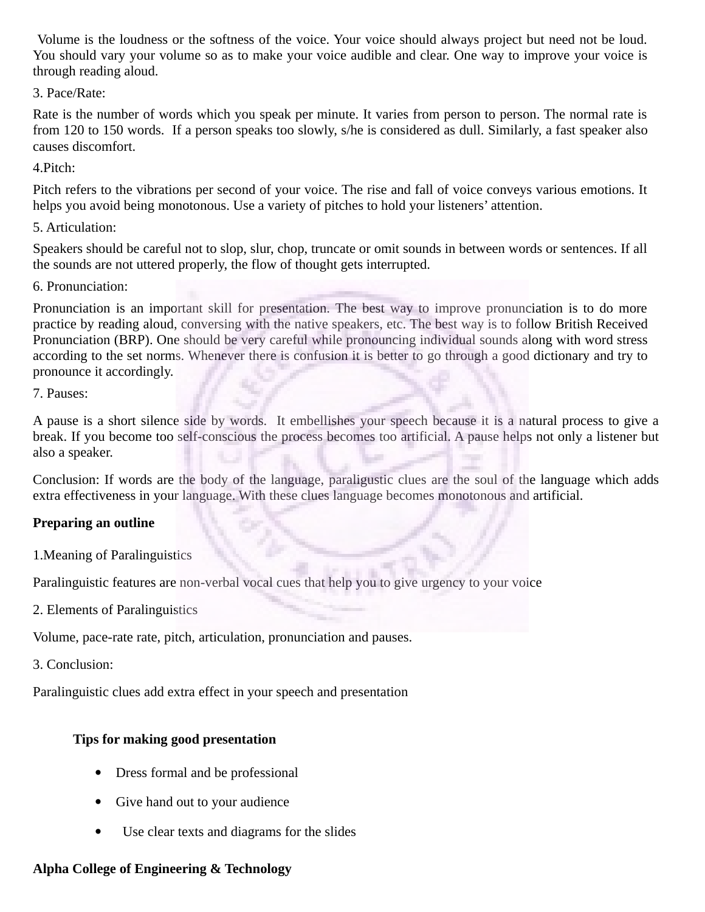Volume is the loudness or the softness of the voice. Your voice should always project but need not be loud. You should vary your volume so as to make your voice audible and clear. One way to improve your voice is through reading aloud.

3. Pace/Rate:

Rate is the number of words which you speak per minute. It varies from person to person. The normal rate is from 120 to 150 words. If a person speaks too slowly, s/he is considered as dull. Similarly, a fast speaker also causes discomfort.

4.Pitch:

Pitch refers to the vibrations per second of your voice. The rise and fall of voice conveys various emotions. It helps you avoid being monotonous. Use a variety of pitches to hold your listeners' attention.

5. Articulation:

Speakers should be careful not to slop, slur, chop, truncate or omit sounds in between words or sentences. If all the sounds are not uttered properly, the flow of thought gets interrupted.

6. Pronunciation:

Pronunciation is an important skill for presentation. The best way to improve pronunciation is to do more practice by reading aloud, conversing with the native speakers, etc. The best way is to follow British Received Pronunciation (BRP). One should be very careful while pronouncing individual sounds along with word stress according to the set norms. Whenever there is confusion it is better to go through a good dictionary and try to pronounce it accordingly.

7. Pauses:

A pause is a short silence side by words. It embellishes your speech because it is a natural process to give a break. If you become too self-conscious the process becomes too artificial. A pause helps not only a listener but also a speaker.

Conclusion: If words are the body of the language, paraligustic clues are the soul of the language which adds extra effectiveness in your language. With these clues language becomes monotonous and artificial.

**Preparing an outline**

1.Meaning of Paralinguistics

Paralinguistic features are non-verbal vocal cues that help you to give urgency to your voice

2. Elements of Paralinguistics

Volume, pace-rate rate, pitch, articulation, pronunciation and pauses.

3. Conclusion:

Paralinguistic clues add extra effect in your speech and presentation

**Tips for making good presentation**

- Dress formal and be professional
- Give hand out to your audience
- Use clear texts and diagrams for the slides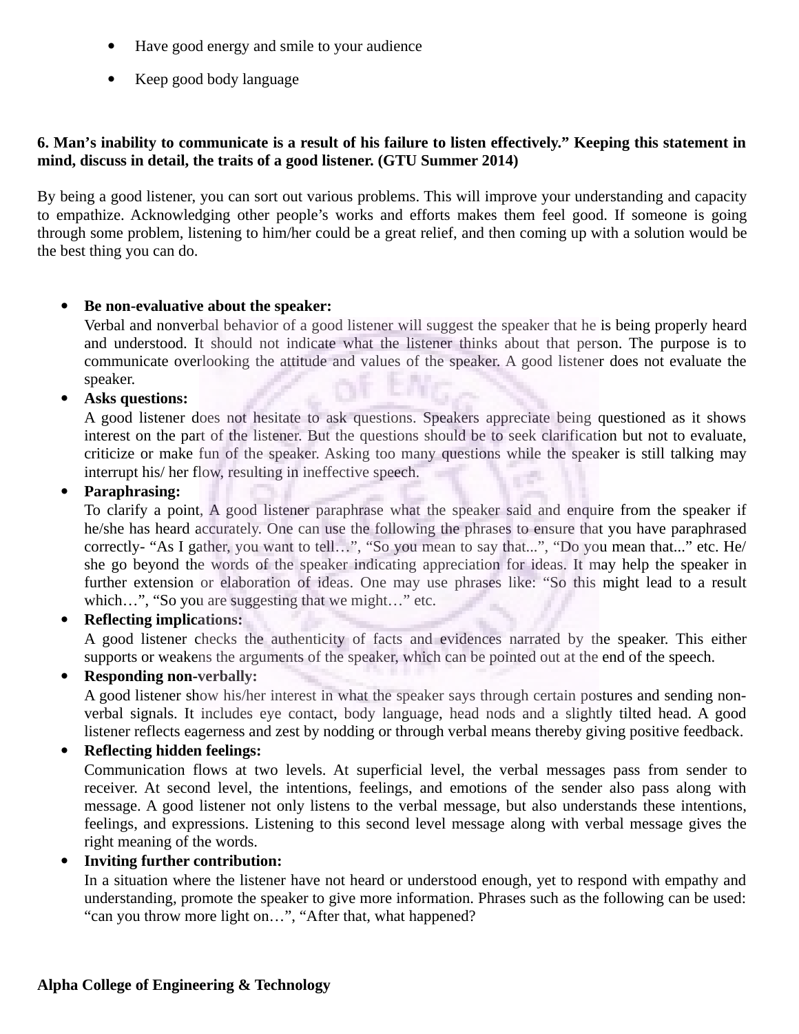- Have good energy and smile to your audience
- Keep good body language

**6. Man's inability to communicate is a result of his failure to listen effectively." Keeping this statement in mind, discuss in detail, the traits of a good listener. (GTU Summer 2014)**

By being a good listener, you can sort out various problems. This will improve your understanding and capacity to empathize. Acknowledging other people's works and efforts makes them feel good. If someone is going through some problem, listening to him/her could be a great relief, and then coming up with a solution would be the best thing you can do.

- **Be non-evaluative about the speaker:**
  Verbal and nonverbal behavior of a good listener will suggest the speaker that he is being properly heard and understood. It should not indicate what the listener thinks about that person. The purpose is to communicate overlooking the attitude and values of the speaker. A good listener does not evaluate the speaker.
- **Asks questions:**
  A good listener does not hesitate to ask questions. Speakers appreciate being questioned as it shows interest on the part of the listener. But the questions should be to seek clarification but not to evaluate, criticize or make fun of the speaker. Asking too many questions while the speaker is still talking may interrupt his/ her flow, resulting in ineffective speech.
- **Paraphrasing:**
  To clarify a point, A good listener paraphrase what the speaker said and enquire from the speaker if he/she has heard accurately. One can use the following the phrases to ensure that you have paraphrased correctly- "As I gather, you want to tell…", "So you mean to say that...", "Do you mean that..." etc. He/ she go beyond the words of the speaker indicating appreciation for ideas. It may help the speaker in further extension or elaboration of ideas. One may use phrases like: "So this might lead to a result which…", "So you are suggesting that we might…" etc.
- **Reflecting implications:**
  A good listener checks the authenticity of facts and evidences narrated by the speaker. This either supports or weakens the arguments of the speaker, which can be pointed out at the end of the speech.
- **Responding non-verbally:**
  A good listener show his/her interest in what the speaker says through certain postures and sending non-verbal signals. It includes eye contact, body language, head nods and a slightly tilted head. A good listener reflects eagerness and zest by nodding or through verbal means thereby giving positive feedback.
- **Reflecting hidden feelings:**
  Communication flows at two levels. At superficial level, the verbal messages pass from sender to receiver. At second level, the intentions, feelings, and emotions of the sender also pass along with message. A good listener not only listens to the verbal message, but also understands these intentions, feelings, and expressions. Listening to this second level message along with verbal message gives the right meaning of the words.
- **Inviting further contribution:**
  In a situation where the listener have not heard or understood enough, yet to respond with empathy and understanding, promote the speaker to give more information. Phrases such as the following can be used: "can you throw more light on…", "After that, what happened?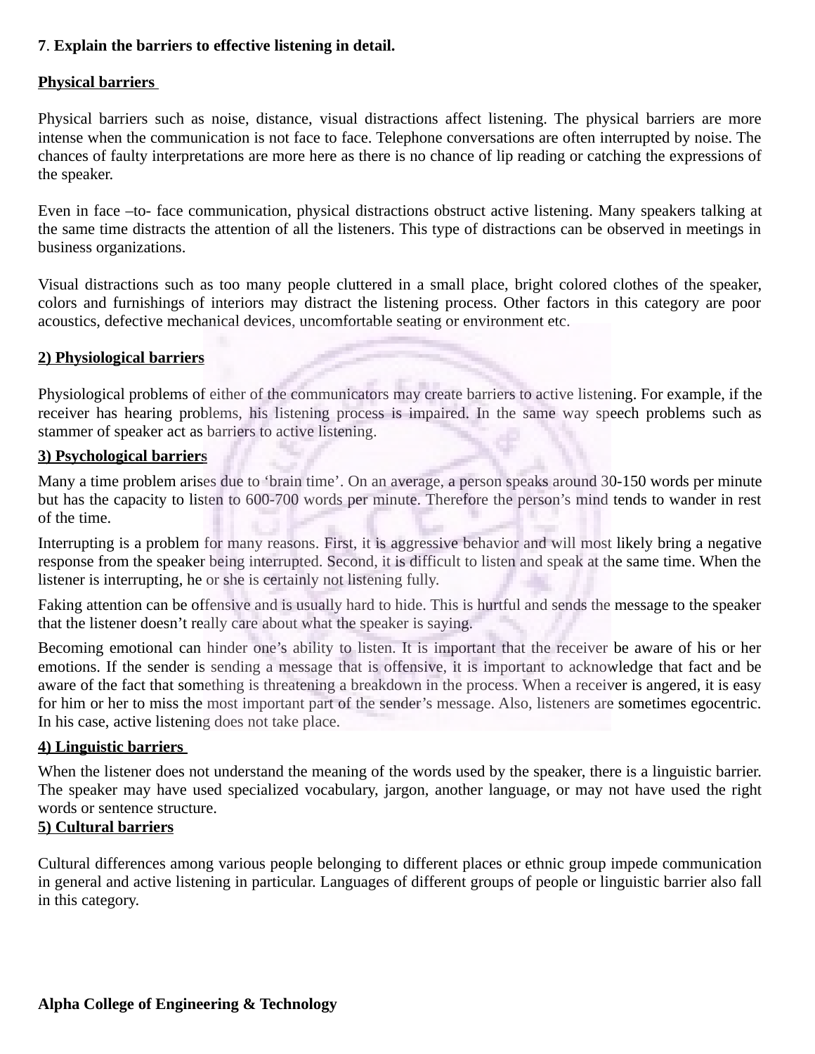**7. Explain the barriers to effective listening in detail.**

**Physical barriers**

Physical barriers such as noise, distance, visual distractions affect listening. The physical barriers are more intense when the communication is not face to face. Telephone conversations are often interrupted by noise. The chances of faulty interpretations are more here as there is no chance of lip reading or catching the expressions of the speaker.

Even in face –to- face communication, physical distractions obstruct active listening. Many speakers talking at the same time distracts the attention of all the listeners. This type of distractions can be observed in meetings in business organizations.

Visual distractions such as too many people cluttered in a small place, bright colored clothes of the speaker, colors and furnishings of interiors may distract the listening process. Other factors in this category are poor acoustics, defective mechanical devices, uncomfortable seating or environment etc.

**2) Physiological barriers**

Physiological problems of either of the communicators may create barriers to active listening. For example, if the receiver has hearing problems, his listening process is impaired. In the same way speech problems such as stammer of speaker act as barriers to active listening.

**3) Psychological barriers**

Many a time problem arises due to 'brain time'. On an average, a person speaks around 30-150 words per minute but has the capacity to listen to 600-700 words per minute. Therefore the person's mind tends to wander in rest of the time.

Interrupting is a problem for many reasons. First, it is aggressive behavior and will most likely bring a negative response from the speaker being interrupted. Second, it is difficult to listen and speak at the same time. When the listener is interrupting, he or she is certainly not listening fully.

Faking attention can be offensive and is usually hard to hide. This is hurtful and sends the message to the speaker that the listener doesn't really care about what the speaker is saying.

Becoming emotional can hinder one's ability to listen. It is important that the receiver be aware of his or her emotions. If the sender is sending a message that is offensive, it is important to acknowledge that fact and be aware of the fact that something is threatening a breakdown in the process. When a receiver is angered, it is easy for him or her to miss the most important part of the sender's message. Also, listeners are sometimes egocentric. In his case, active listening does not take place.

**4) Linguistic barriers**

When the listener does not understand the meaning of the words used by the speaker, there is a linguistic barrier. The speaker may have used specialized vocabulary, jargon, another language, or may not have used the right words or sentence structure.

**5) Cultural barriers**

Cultural differences among various people belonging to different places or ethnic group impede communication in general and active listening in particular. Languages of different groups of people or linguistic barrier also fall in this category.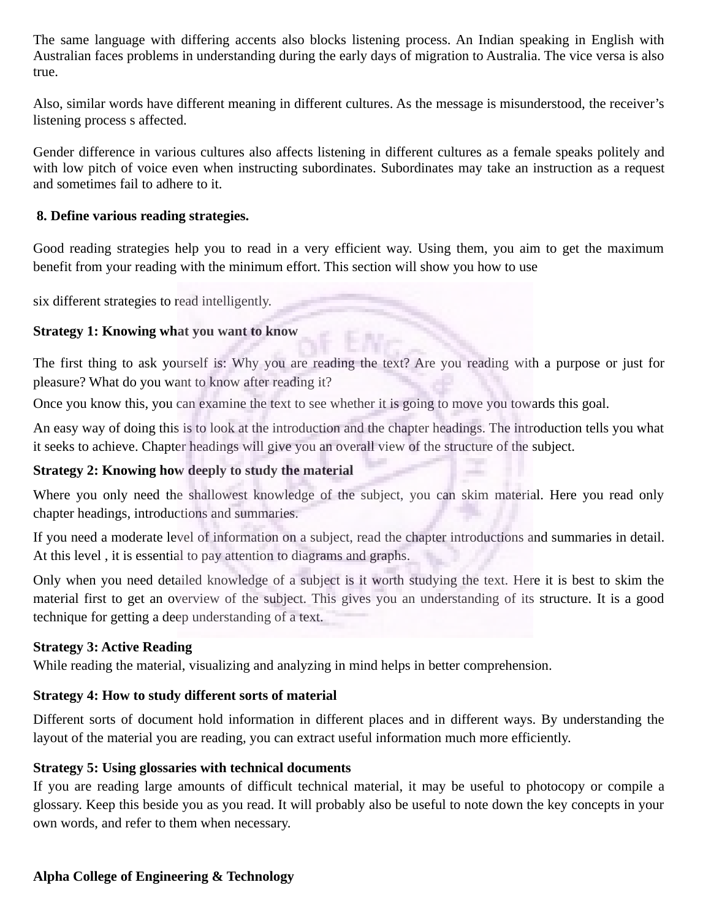The same language with differing accents also blocks listening process. An Indian speaking in English with Australian faces problems in understanding during the early days of migration to Australia. The vice versa is also true.

Also, similar words have different meaning in different cultures. As the message is misunderstood, the receiver's listening process s affected.

Gender difference in various cultures also affects listening in different cultures as a female speaks politely and with low pitch of voice even when instructing subordinates. Subordinates may take an instruction as a request and sometimes fail to adhere to it.

**8. Define various reading strategies.**

Good reading strategies help you to read in a very efficient way. Using them, you aim to get the maximum benefit from your reading with the minimum effort. This section will show you how to use

six different strategies to read intelligently.

**Strategy 1: Knowing what you want to know**

The first thing to ask yourself is: Why you are reading the text? Are you reading with a purpose or just for pleasure? What do you want to know after reading it?

Once you know this, you can examine the text to see whether it is going to move you towards this goal.

An easy way of doing this is to look at the introduction and the chapter headings. The introduction tells you what it seeks to achieve. Chapter headings will give you an overall view of the structure of the subject.

**Strategy 2: Knowing how deeply to study the material**

Where you only need the shallowest knowledge of the subject, you can skim material. Here you read only chapter headings, introductions and summaries.

If you need a moderate level of information on a subject, read the chapter introductions and summaries in detail. At this level , it is essential to pay attention to diagrams and graphs.

Only when you need detailed knowledge of a subject is it worth studying the text. Here it is best to skim the material first to get an overview of the subject. This gives you an understanding of its structure. It is a good technique for getting a deep understanding of a text.

**Strategy 3: Active Reading**
While reading the material, visualizing and analyzing in mind helps in better comprehension.

**Strategy 4: How to study different sorts of material**

Different sorts of document hold information in different places and in different ways. By understanding the layout of the material you are reading, you can extract useful information much more efficiently.

**Strategy 5: Using glossaries with technical documents**
If you are reading large amounts of difficult technical material, it may be useful to photocopy or compile a glossary. Keep this beside you as you read. It will probably also be useful to note down the key concepts in your own words, and refer to them when necessary.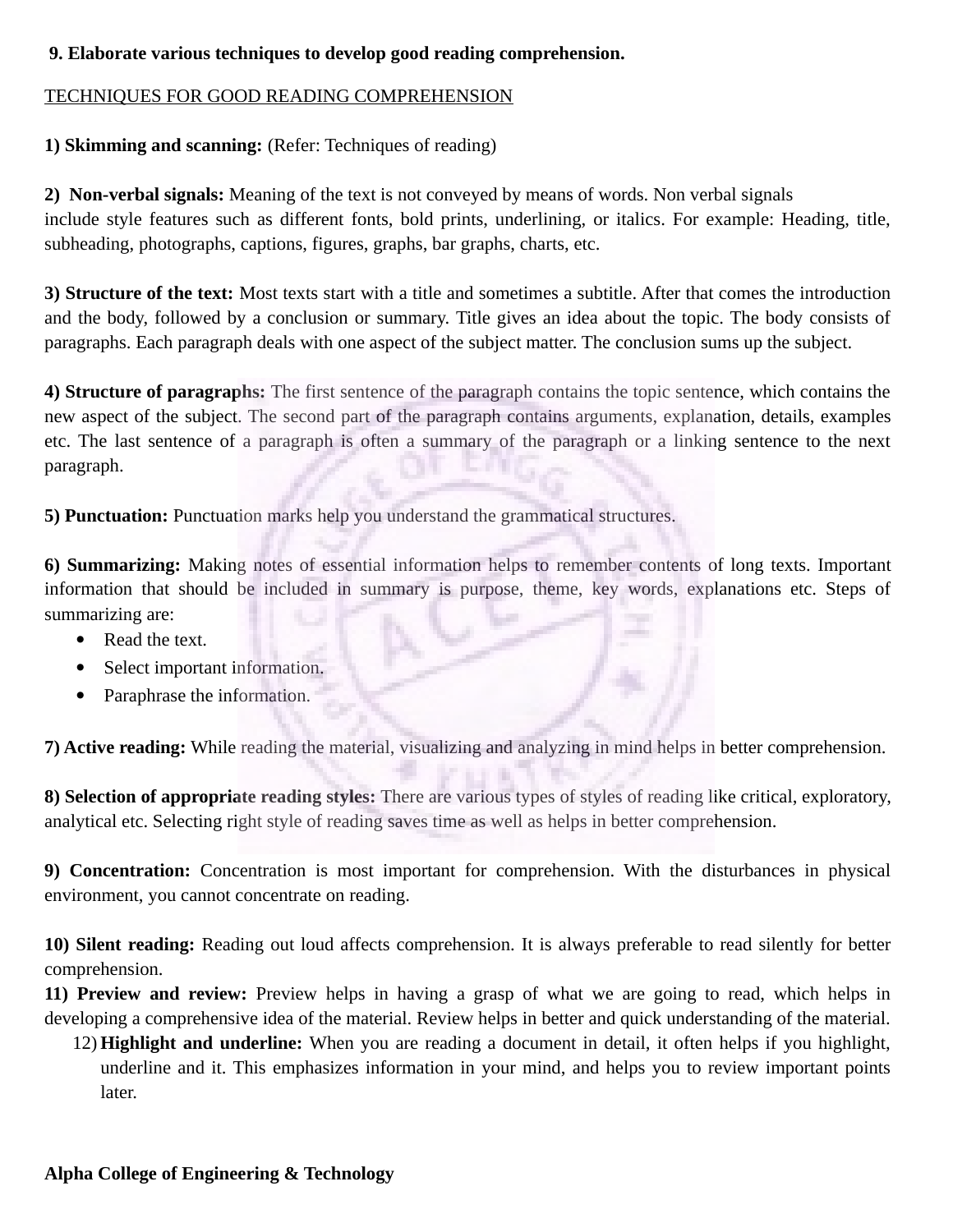**9. Elaborate various techniques to develop good reading comprehension.**

TECHNIQUES FOR GOOD READING COMPREHENSION

**1) Skimming and scanning:** (Refer: Techniques of reading)

**2) Non-verbal signals:** Meaning of the text is not conveyed by means of words. Non verbal signals include style features such as different fonts, bold prints, underlining, or italics. For example: Heading, title, subheading, photographs, captions, figures, graphs, bar graphs, charts, etc.

**3) Structure of the text:** Most texts start with a title and sometimes a subtitle. After that comes the introduction and the body, followed by a conclusion or summary. Title gives an idea about the topic. The body consists of paragraphs. Each paragraph deals with one aspect of the subject matter. The conclusion sums up the subject.

**4) Structure of paragraphs:** The first sentence of the paragraph contains the topic sentence, which contains the new aspect of the subject. The second part of the paragraph contains arguments, explanation, details, examples etc. The last sentence of a paragraph is often a summary of the paragraph or a linking sentence to the next paragraph.

**5) Punctuation:** Punctuation marks help you understand the grammatical structures.

**6) Summarizing:** Making notes of essential information helps to remember contents of long texts. Important information that should be included in summary is purpose, theme, key words, explanations etc. Steps of summarizing are:

- Read the text.
- Select important information.
- Paraphrase the information.

**7) Active reading:** While reading the material, visualizing and analyzing in mind helps in better comprehension.

**8) Selection of appropriate reading styles:** There are various types of styles of reading like critical, exploratory, analytical etc. Selecting right style of reading saves time as well as helps in better comprehension.

**9) Concentration:** Concentration is most important for comprehension. With the disturbances in physical environment, you cannot concentrate on reading.

**10) Silent reading:** Reading out loud affects comprehension. It is always preferable to read silently for better comprehension.

**11) Preview and review:** Preview helps in having a grasp of what we are going to read, which helps in developing a comprehensive idea of the material. Review helps in better and quick understanding of the material.

12) **Highlight and underline:** When you are reading a document in detail, it often helps if you highlight, underline and it. This emphasizes information in your mind, and helps you to review important points later.

**Alpha College of Engineering & Technology**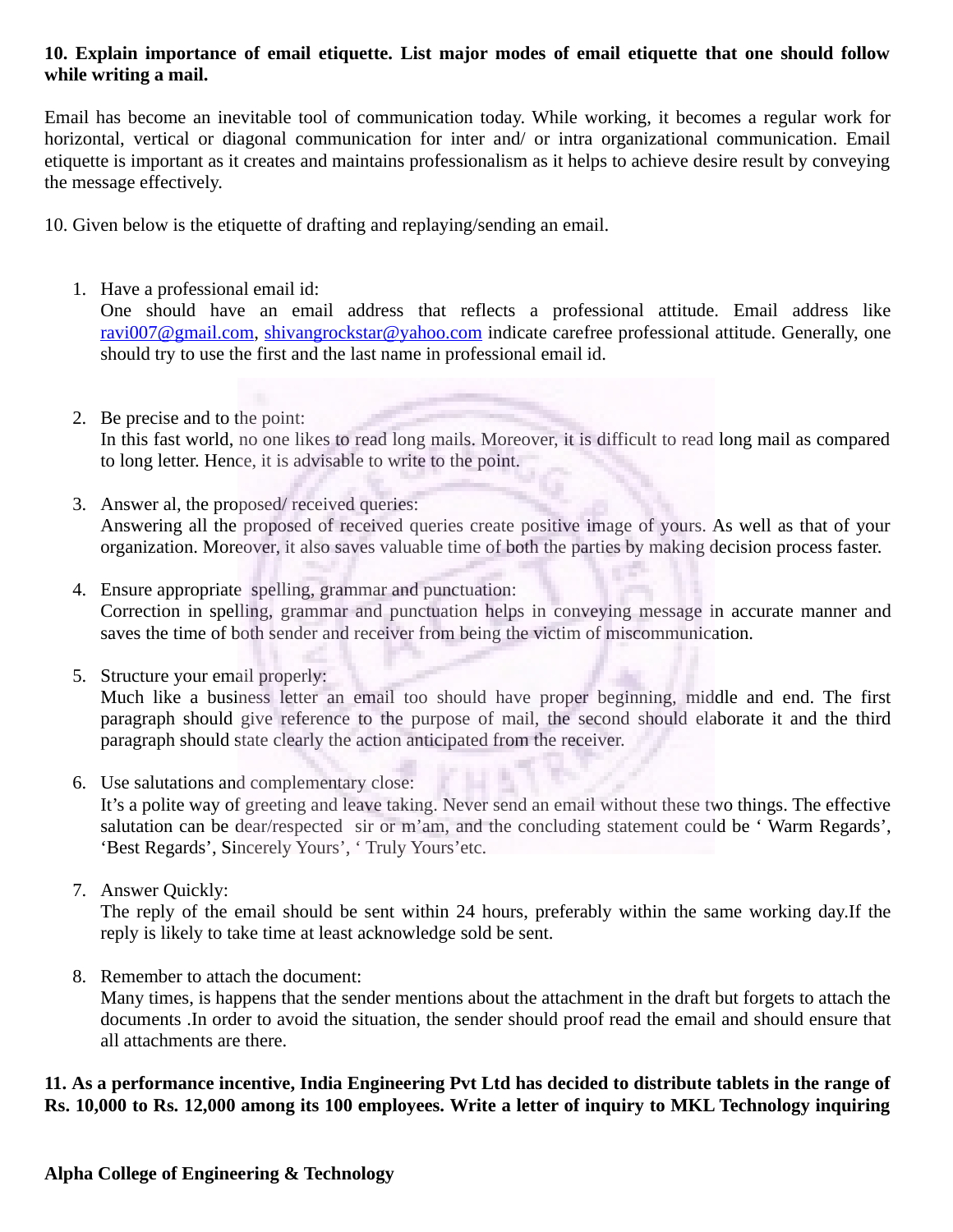**10. Explain importance of email etiquette. List major modes of email etiquette that one should follow while writing a mail.**

Email has become an inevitable tool of communication today. While working, it becomes a regular work for horizontal, vertical or diagonal communication for inter and/ or intra organizational communication. Email etiquette is important as it creates and maintains professionalism as it helps to achieve desire result by conveying the message effectively.

10. Given below is the etiquette of drafting and replaying/sending an email.

1. Have a professional email id:
   One should have an email address that reflects a professional attitude. Email address like ravi007@gmail.com, shivangrockstar@yahoo.com indicate carefree professional attitude. Generally, one should try to use the first and the last name in professional email id.

2. Be precise and to the point:
   In this fast world, no one likes to read long mails. Moreover, it is difficult to read long mail as compared to long letter. Hence, it is advisable to write to the point.

3. Answer al, the proposed/ received queries:
   Answering all the proposed of received queries create positive image of yours. As well as that of your organization. Moreover, it also saves valuable time of both the parties by making decision process faster.

4. Ensure appropriate spelling, grammar and punctuation:
   Correction in spelling, grammar and punctuation helps in conveying message in accurate manner and saves the time of both sender and receiver from being the victim of miscommunication.

5. Structure your email properly:
   Much like a business letter an email too should have proper beginning, middle and end. The first paragraph should give reference to the purpose of mail, the second should elaborate it and the third paragraph should state clearly the action anticipated from the receiver.

6. Use salutations and complementary close:
   It's a polite way of greeting and leave taking. Never send an email without these two things. The effective salutation can be dear/respected sir or m'am, and the concluding statement could be ' Warm Regards', 'Best Regards', Sincerely Yours', ' Truly Yours'etc.

7. Answer Quickly:
   The reply of the email should be sent within 24 hours, preferably within the same working day.If the reply is likely to take time at least acknowledge sold be sent.

8. Remember to attach the document:
   Many times, is happens that the sender mentions about the attachment in the draft but forgets to attach the documents .In order to avoid the situation, the sender should proof read the email and should ensure that all attachments are there.

**11. As a performance incentive, India Engineering Pvt Ltd has decided to distribute tablets in the range of Rs. 10,000 to Rs. 12,000 among its 100 employees. Write a letter of inquiry to MKL Technology inquiring**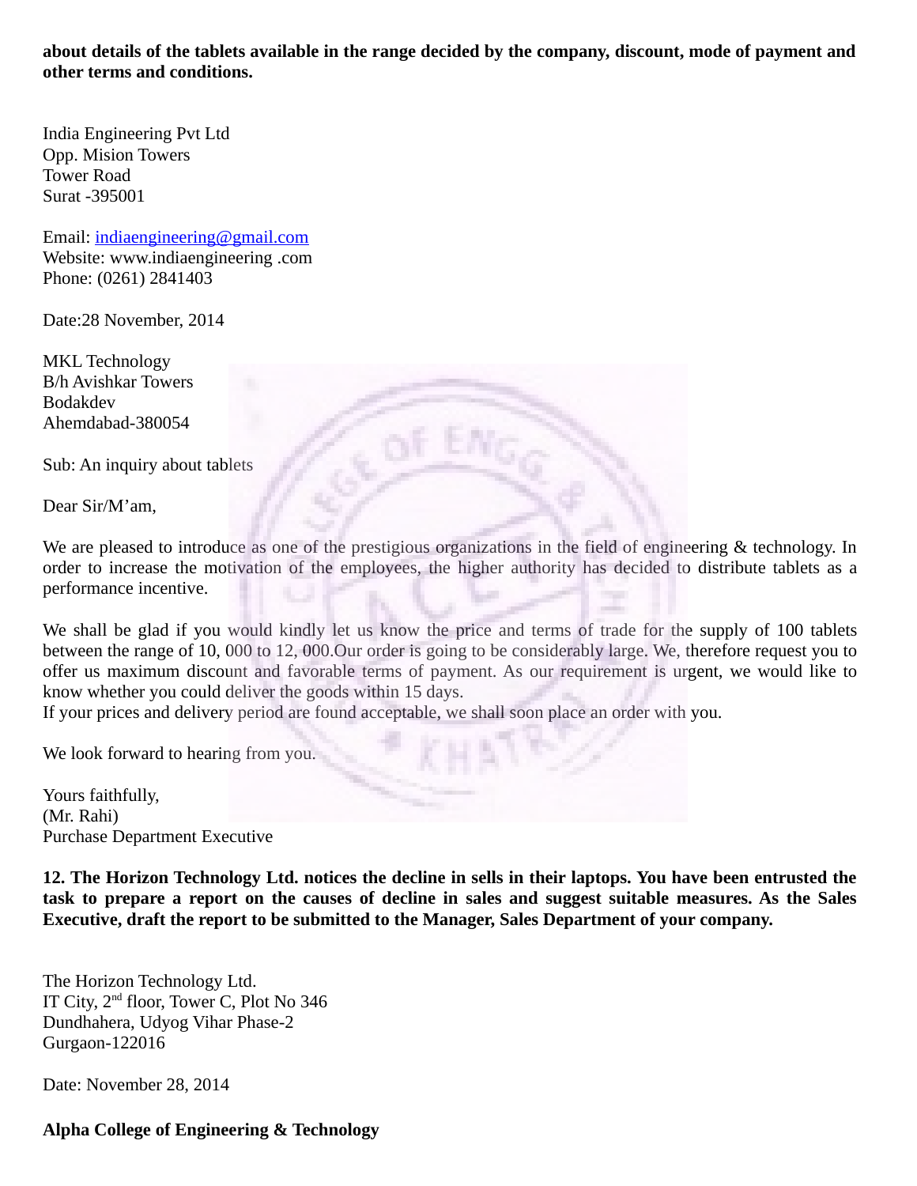**about details of the tablets available in the range decided by the company, discount, mode of payment and other terms and conditions.**

India Engineering Pvt Ltd
Opp. Mision Towers
Tower Road
Surat -395001

Email: indiaengineering@gmail.com
Website: www.indiaengineering .com
Phone: (0261) 2841403

Date:28 November, 2014

MKL Technology
B/h Avishkar Towers
Bodakdev
Ahemdabad-380054

Sub: An inquiry about tablets

Dear Sir/M'am,

We are pleased to introduce as one of the prestigious organizations in the field of engineering & technology. In order to increase the motivation of the employees, the higher authority has decided to distribute tablets as a performance incentive.

We shall be glad if you would kindly let us know the price and terms of trade for the supply of 100 tablets between the range of 10, 000 to 12, 000.Our order is going to be considerably large. We, therefore request you to offer us maximum discount and favorable terms of payment. As our requirement is urgent, we would like to know whether you could deliver the goods within 15 days.
If your prices and delivery period are found acceptable, we shall soon place an order with you.

We look forward to hearing from you.

Yours faithfully,
(Mr. Rahi)
Purchase Department Executive

**12. The Horizon Technology Ltd. notices the decline in sells in their laptops. You have been entrusted the task to prepare a report on the causes of decline in sales and suggest suitable measures. As the Sales Executive, draft the report to be submitted to the Manager, Sales Department of your company.**

The Horizon Technology Ltd.
IT City, 2nd floor, Tower C, Plot No 346
Dundhahera, Udyog Vihar Phase-2
Gurgaon-122016

Date: November 28, 2014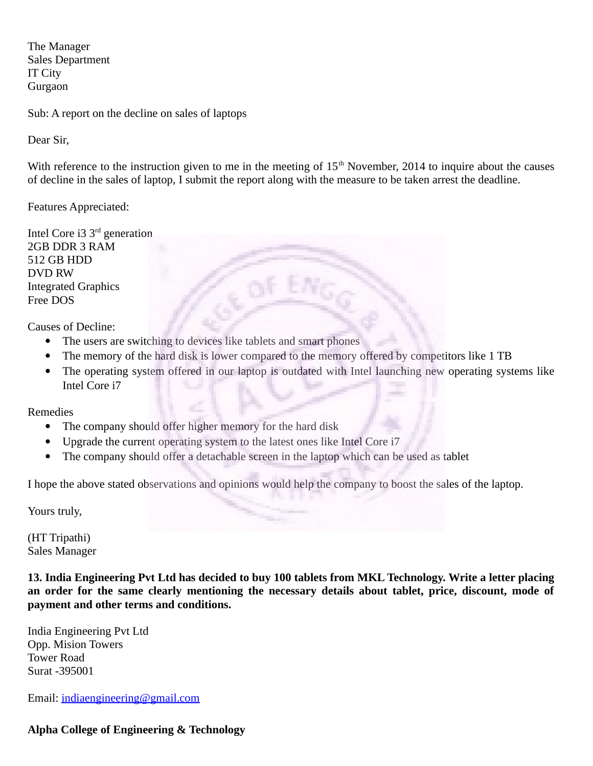The Manager
Sales Department
IT City
Gurgaon

Sub: A report on the decline on sales of laptops

Dear Sir,

With reference to the instruction given to me in the meeting of 15th November, 2014 to inquire about the causes of decline in the sales of laptop, I submit the report along with the measure to be taken arrest the deadline.

Features Appreciated:

Intel Core i3 3rd generation
2GB DDR 3 RAM
512 GB HDD
DVD RW
Integrated Graphics
Free DOS

Causes of Decline:

- The users are switching to devices like tablets and smart phones
- The memory of the hard disk is lower compared to the memory offered by competitors like 1 TB
- The operating system offered in our laptop is outdated with Intel launching new operating systems like Intel Core i7

Remedies

- The company should offer higher memory for the hard disk
- Upgrade the current operating system to the latest ones like Intel Core i7
- The company should offer a detachable screen in the laptop which can be used as tablet

I hope the above stated observations and opinions would help the company to boost the sales of the laptop.

Yours truly,

(HT Tripathi)
Sales Manager

**13. India Engineering Pvt Ltd has decided to buy 100 tablets from MKL Technology. Write a letter placing an order for the same clearly mentioning the necessary details about tablet, price, discount, mode of payment and other terms and conditions.**

India Engineering Pvt Ltd
Opp. Mision Towers
Tower Road
Surat -395001

Email: indiaengineering@gmail.com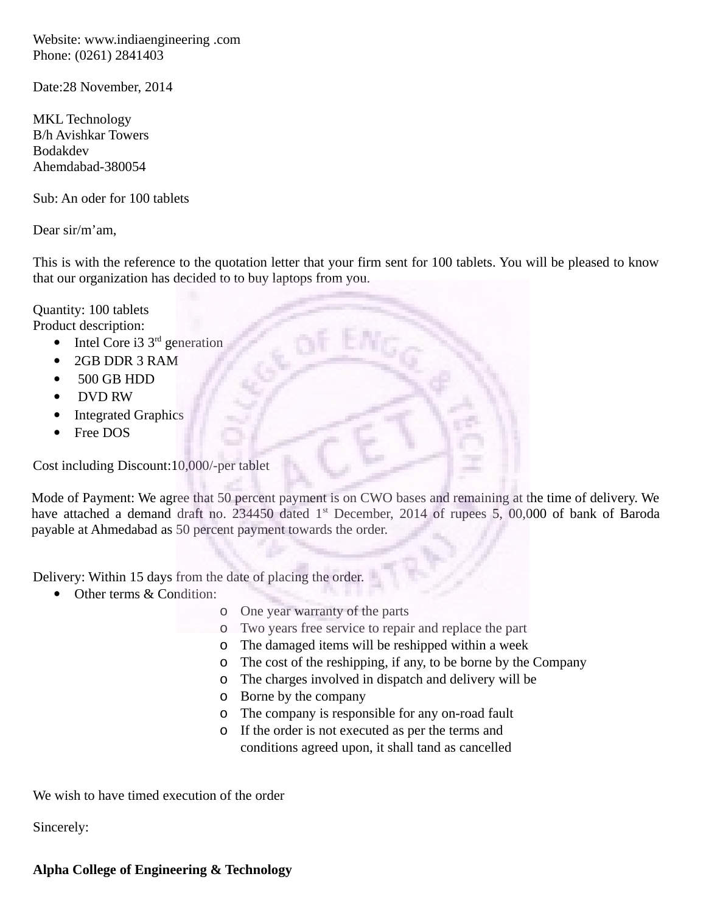Website: www.indiaengineering .com
Phone: (0261) 2841403

Date:28 November, 2014

MKL Technology
B/h Avishkar Towers
Bodakdev
Ahemdabad-380054

Sub: An oder for 100 tablets

Dear sir/m'am,

This is with the reference to the quotation letter that your firm sent for 100 tablets. You will be pleased to know that our organization has decided to to buy laptops from you.

Quantity: 100 tablets
Product description:

- Intel Core i3 3rd generation
- 2GB DDR 3 RAM
- 500 GB HDD
- DVD RW
- Integrated Graphics
- Free DOS

Cost including Discount:10,000/-per tablet

Mode of Payment: We agree that 50 percent payment is on CWO bases and remaining at the time of delivery. We have attached a demand draft no. 234450 dated 1st December, 2014 of rupees 5, 00,000 of bank of Baroda payable at Ahmedabad as 50 percent payment towards the order.

Delivery: Within 15 days from the date of placing the order.

- Other terms & Condition:
    - One year warranty of the parts
    - Two years free service to repair and replace the part
    - The damaged items will be reshipped within a week
    - The cost of the reshipping, if any, to be borne by the Company
    - The charges involved in dispatch and delivery will be
    - Borne by the company
    - The company is responsible for any on-road fault
    - If the order is not executed as per the terms and conditions agreed upon, it shall tand as cancelled

We wish to have timed execution of the order

Sincerely:

**Alpha College of Engineering & Technology**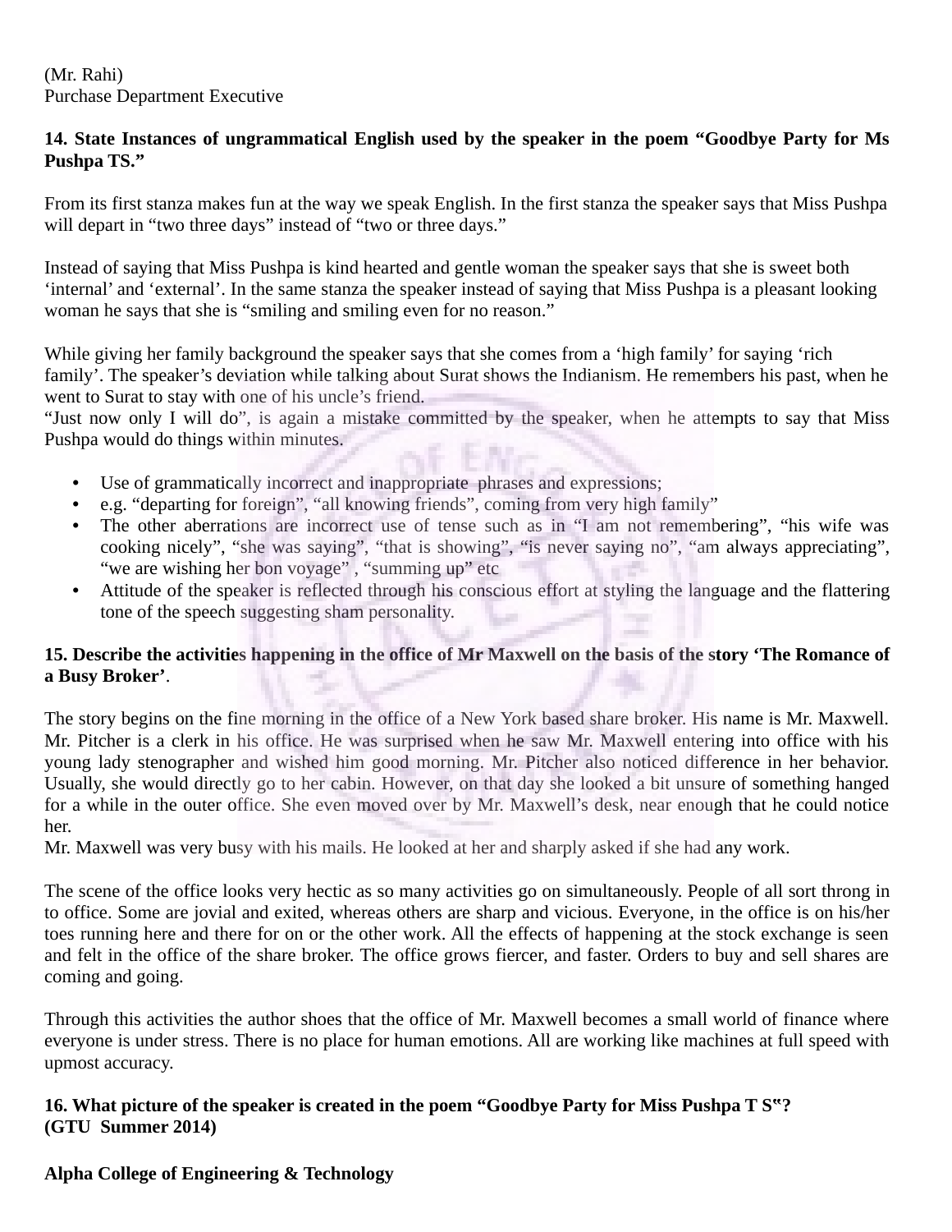(Mr. Rahi)
Purchase Department Executive

**14. State Instances of ungrammatical English used by the speaker in the poem "Goodbye Party for Ms Pushpa TS."**

From its first stanza makes fun at the way we speak English. In the first stanza the speaker says that Miss Pushpa will depart in "two three days" instead of "two or three days."

Instead of saying that Miss Pushpa is kind hearted and gentle woman the speaker says that she is sweet both 'internal' and 'external'. In the same stanza the speaker instead of saying that Miss Pushpa is a pleasant looking woman he says that she is "smiling and smiling even for no reason."

While giving her family background the speaker says that she comes from a 'high family' for saying 'rich family'. The speaker's deviation while talking about Surat shows the Indianism. He remembers his past, when he went to Surat to stay with one of his uncle's friend.
"Just now only I will do", is again a mistake committed by the speaker, when he attempts to say that Miss Pushpa would do things within minutes.

- Use of grammatically incorrect and inappropriate phrases and expressions;
- e.g. "departing for foreign", "all knowing friends", coming from very high family"
- The other aberrations are incorrect use of tense such as in "I am not remembering", "his wife was cooking nicely", "she was saying", "that is showing", "is never saying no", "am always appreciating", "we are wishing her bon voyage" , "summing up" etc
- Attitude of the speaker is reflected through his conscious effort at styling the language and the flattering tone of the speech suggesting sham personality.

**15. Describe the activities happening in the office of Mr Maxwell on the basis of the story 'The Romance of a Busy Broker'.**

The story begins on the fine morning in the office of a New York based share broker. His name is Mr. Maxwell. Mr. Pitcher is a clerk in his office. He was surprised when he saw Mr. Maxwell entering into office with his young lady stenographer and wished him good morning. Mr. Pitcher also noticed difference in her behavior. Usually, she would directly go to her cabin. However, on that day she looked a bit unsure of something hanged for a while in the outer office. She even moved over by Mr. Maxwell's desk, near enough that he could notice her.
Mr. Maxwell was very busy with his mails. He looked at her and sharply asked if she had any work.

The scene of the office looks very hectic as so many activities go on simultaneously. People of all sort throng in to office. Some are jovial and exited, whereas others are sharp and vicious. Everyone, in the office is on his/her toes running here and there for on or the other work. All the effects of happening at the stock exchange is seen and felt in the office of the share broker. The office grows fiercer, and faster. Orders to buy and sell shares are coming and going.

Through this activities the author shoes that the office of Mr. Maxwell becomes a small world of finance where everyone is under stress. There is no place for human emotions. All are working like machines at full speed with upmost accuracy.

**16. What picture of the speaker is created in the poem "Goodbye Party for Miss Pushpa T S"?**
**(GTU Summer 2014)**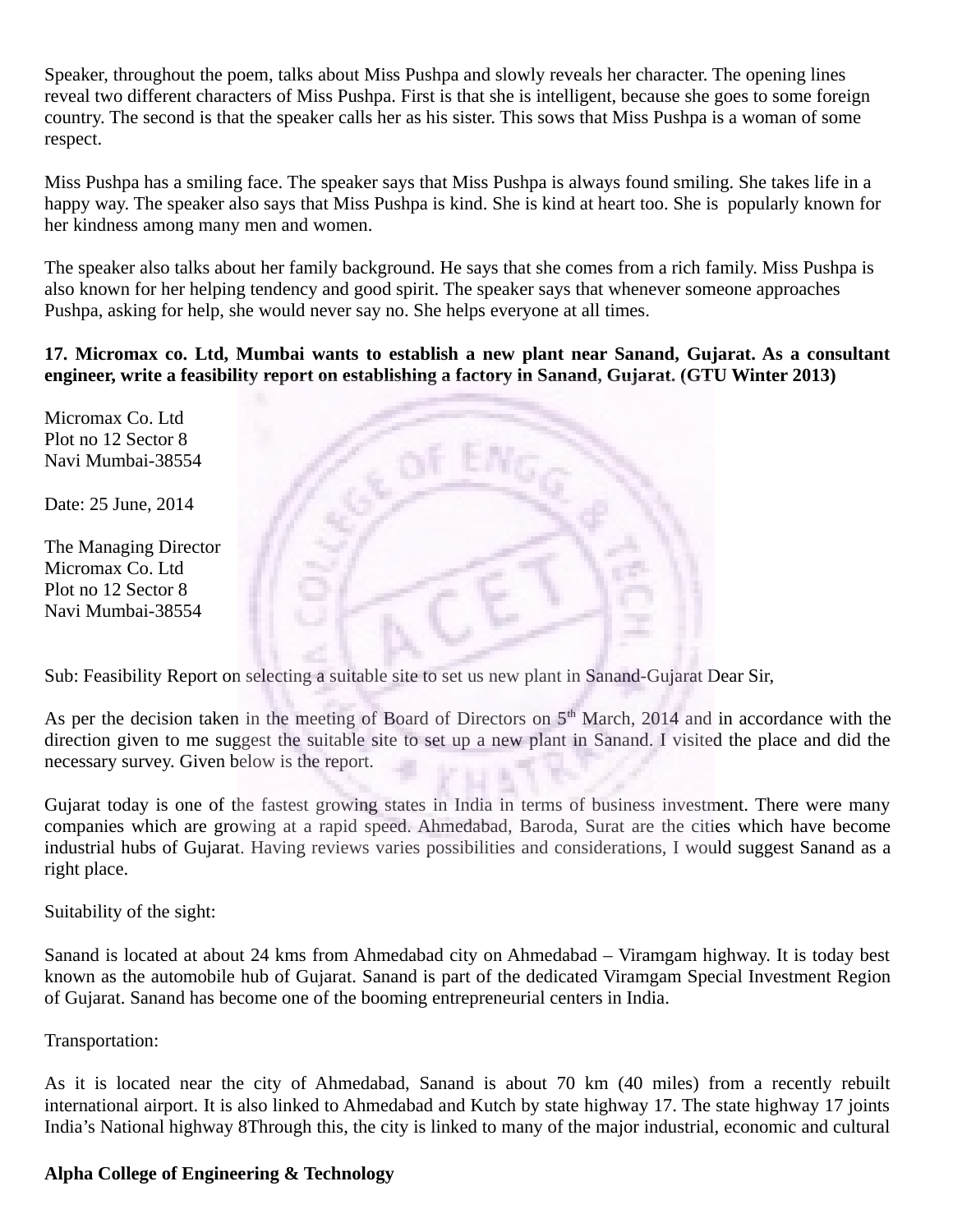Speaker, throughout the poem, talks about Miss Pushpa and slowly reveals her character. The opening lines reveal two different characters of Miss Pushpa. First is that she is intelligent, because she goes to some foreign country. The second is that the speaker calls her as his sister. This sows that Miss Pushpa is a woman of some respect.

Miss Pushpa has a smiling face. The speaker says that Miss Pushpa is always found smiling. She takes life in a happy way. The speaker also says that Miss Pushpa is kind. She is kind at heart too. She is popularly known for her kindness among many men and women.

The speaker also talks about her family background. He says that she comes from a rich family. Miss Pushpa is also known for her helping tendency and good spirit. The speaker says that whenever someone approaches Pushpa, asking for help, she would never say no. She helps everyone at all times.

**17. Micromax co. Ltd, Mumbai wants to establish a new plant near Sanand, Gujarat. As a consultant engineer, write a feasibility report on establishing a factory in Sanand, Gujarat. (GTU Winter 2013)**

Micromax Co. Ltd
Plot no 12 Sector 8
Navi Mumbai-38554

Date: 25 June, 2014

The Managing Director
Micromax Co. Ltd
Plot no 12 Sector 8
Navi Mumbai-38554

Sub: Feasibility Report on selecting a suitable site to set us new plant in Sanand-Gujarat Dear Sir,

As per the decision taken in the meeting of Board of Directors on 5th March, 2014 and in accordance with the direction given to me suggest the suitable site to set up a new plant in Sanand. I visited the place and did the necessary survey. Given below is the report.

Gujarat today is one of the fastest growing states in India in terms of business investment. There were many companies which are growing at a rapid speed. Ahmedabad, Baroda, Surat are the cities which have become industrial hubs of Gujarat. Having reviews varies possibilities and considerations, I would suggest Sanand as a right place.

Suitability of the sight:

Sanand is located at about 24 kms from Ahmedabad city on Ahmedabad – Viramgam highway. It is today best known as the automobile hub of Gujarat. Sanand is part of the dedicated Viramgam Special Investment Region of Gujarat. Sanand has become one of the booming entrepreneurial centers in India.

Transportation:

As it is located near the city of Ahmedabad, Sanand is about 70 km (40 miles) from a recently rebuilt international airport. It is also linked to Ahmedabad and Kutch by state highway 17. The state highway 17 joints India's National highway 8Through this, the city is linked to many of the major industrial, economic and cultural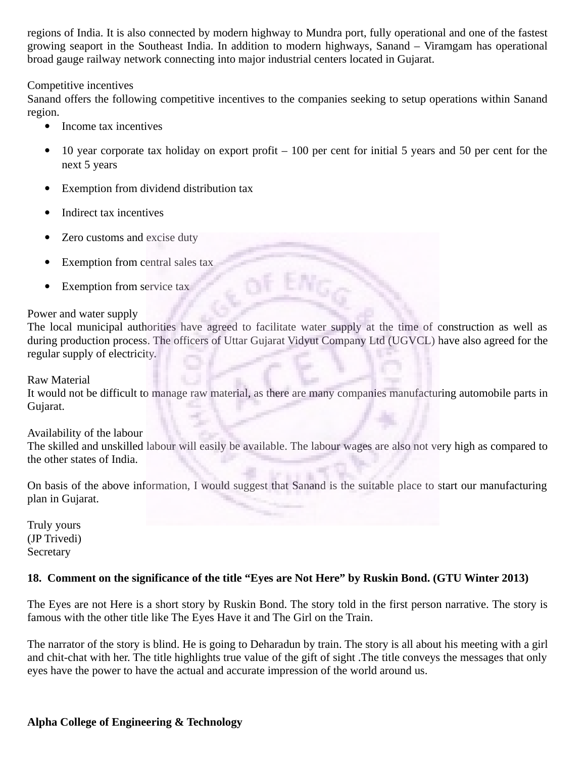regions of India. It is also connected by modern highway to Mundra port, fully operational and one of the fastest growing seaport in the Southeast India. In addition to modern highways, Sanand – Viramgam has operational broad gauge railway network connecting into major industrial centers located in Gujarat.

Competitive incentives
Sanand offers the following competitive incentives to the companies seeking to setup operations within Sanand region.

- Income tax incentives
- 10 year corporate tax holiday on export profit – 100 per cent for initial 5 years and 50 per cent for the next 5 years
- Exemption from dividend distribution tax
- Indirect tax incentives
- Zero customs and excise duty
- Exemption from central sales tax
- Exemption from service tax

Power and water supply
The local municipal authorities have agreed to facilitate water supply at the time of construction as well as during production process. The officers of Uttar Gujarat Vidyut Company Ltd (UGVCL) have also agreed for the regular supply of electricity.

Raw Material
It would not be difficult to manage raw material, as there are many companies manufacturing automobile parts in Gujarat.

Availability of the labour
The skilled and unskilled labour will easily be available. The labour wages are also not very high as compared to the other states of India.

On basis of the above information, I would suggest that Sanand is the suitable place to start our manufacturing plan in Gujarat.

Truly yours
(JP Trivedi)
Secretary

**18. Comment on the significance of the title "Eyes are Not Here" by Ruskin Bond. (GTU Winter 2013)**

The Eyes are not Here is a short story by Ruskin Bond. The story told in the first person narrative. The story is famous with the other title like The Eyes Have it and The Girl on the Train.

The narrator of the story is blind. He is going to Deharadun by train. The story is all about his meeting with a girl and chit-chat with her. The title highlights true value of the gift of sight .The title conveys the messages that only eyes have the power to have the actual and accurate impression of the world around us.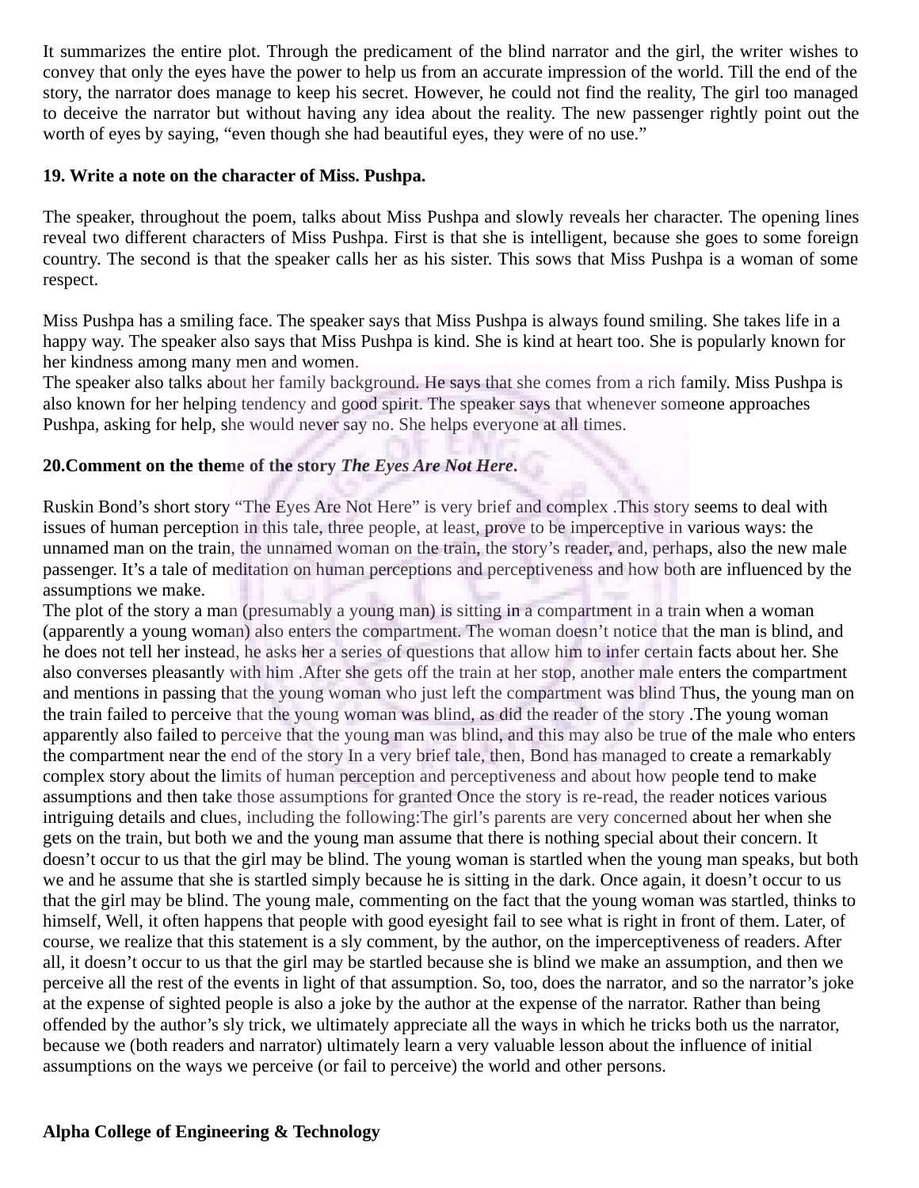It summarizes the entire plot. Through the predicament of the blind narrator and the girl, the writer wishes to convey that only the eyes have the power to help us from an accurate impression of the world. Till the end of the story, the narrator does manage to keep his secret. However, he could not find the reality, The girl too managed to deceive the narrator but without having any idea about the reality. The new passenger rightly point out the worth of eyes by saying, "even though she had beautiful eyes, they were of no use."

**19. Write a note on the character of Miss. Pushpa.**

The speaker, throughout the poem, talks about Miss Pushpa and slowly reveals her character. The opening lines reveal two different characters of Miss Pushpa. First is that she is intelligent, because she goes to some foreign country. The second is that the speaker calls her as his sister. This sows that Miss Pushpa is a woman of some respect.

Miss Pushpa has a smiling face. The speaker says that Miss Pushpa is always found smiling. She takes life in a happy way. The speaker also says that Miss Pushpa is kind. She is kind at heart too. She is popularly known for her kindness among many men and women.
The speaker also talks about her family background. He says that she comes from a rich family. Miss Pushpa is also known for her helping tendency and good spirit. The speaker says that whenever someone approaches Pushpa, asking for help, she would never say no. She helps everyone at all times.

**20.Comment on the theme of the story *The Eyes Are Not Here*.**

Ruskin Bond's short story "The Eyes Are Not Here" is very brief and complex .This story seems to deal with issues of human perception in this tale, three people, at least, prove to be imperceptive in various ways: the unnamed man on the train, the unnamed woman on the train, the story's reader, and, perhaps, also the new male passenger. It's a tale of meditation on human perceptions and perceptiveness and how both are influenced by the assumptions we make.
The plot of the story a man (presumably a young man) is sitting in a compartment in a train when a woman (apparently a young woman) also enters the compartment. The woman doesn't notice that the man is blind, and he does not tell her instead, he asks her a series of questions that allow him to infer certain facts about her. She also converses pleasantly with him .After she gets off the train at her stop, another male enters the compartment and mentions in passing that the young woman who just left the compartment was blind Thus, the young man on the train failed to perceive that the young woman was blind, as did the reader of the story .The young woman apparently also failed to perceive that the young man was blind, and this may also be true of the male who enters the compartment near the end of the story In a very brief tale, then, Bond has managed to create a remarkably complex story about the limits of human perception and perceptiveness and about how people tend to make assumptions and then take those assumptions for granted Once the story is re-read, the reader notices various intriguing details and clues, including the following:The girl's parents are very concerned about her when she gets on the train, but both we and the young man assume that there is nothing special about their concern. It doesn't occur to us that the girl may be blind. The young woman is startled when the young man speaks, but both we and he assume that she is startled simply because he is sitting in the dark. Once again, it doesn't occur to us that the girl may be blind. The young male, commenting on the fact that the young woman was startled, thinks to himself, Well, it often happens that people with good eyesight fail to see what is right in front of them. Later, of course, we realize that this statement is a sly comment, by the author, on the imperceptiveness of readers. After all, it doesn't occur to us that the girl may be startled because she is blind we make an assumption, and then we perceive all the rest of the events in light of that assumption. So, too, does the narrator, and so the narrator's joke at the expense of sighted people is also a joke by the author at the expense of the narrator. Rather than being offended by the author's sly trick, we ultimately appreciate all the ways in which he tricks both us the narrator, because we (both readers and narrator) ultimately learn a very valuable lesson about the influence of initial assumptions on the ways we perceive (or fail to perceive) the world and other persons.